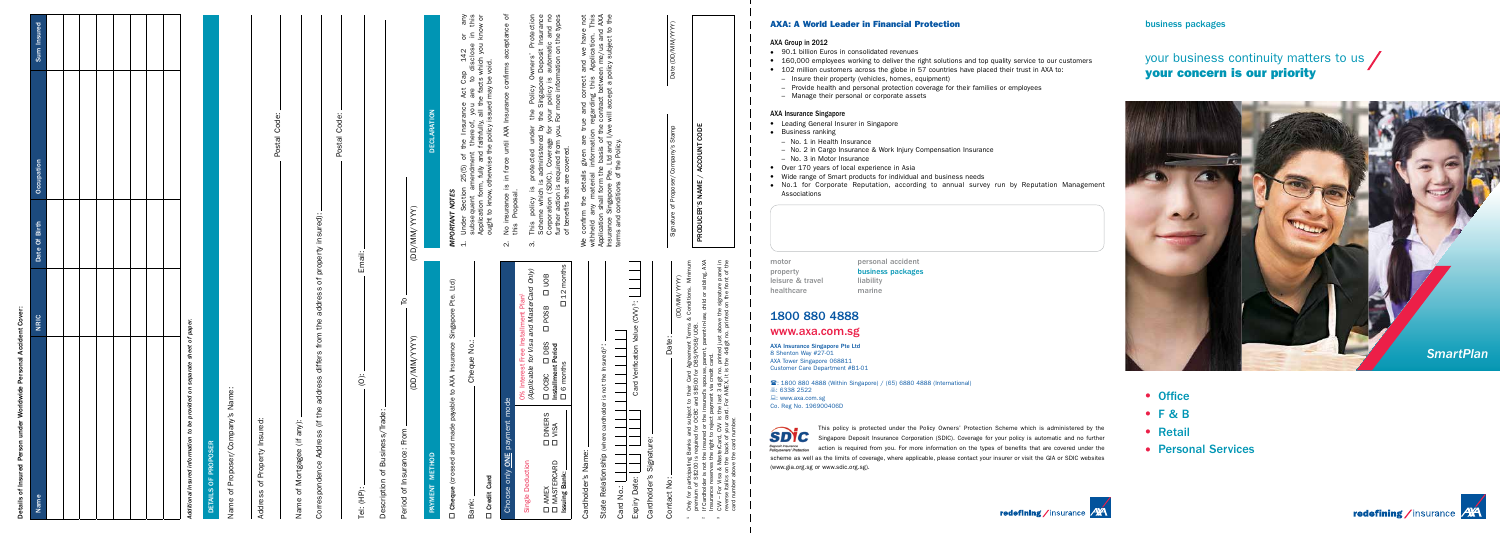**Details of Insured Person under Worldwide Personal Accident Cover:**

| Name | NRIC | Date Of Birth | Occupation | Sum Insured |
|---|---|---|---|---|
| | | | | |
| | | | | |
| | | | | |
| | | | | |
| | | | | |
| | | | | |

*Additional insured information to be provided on separate sheet of paper.*

## DETAILS OF PROPOSER

Name of Proposer/Company's Name: ____________________

Address of Property Insured: ____________________ Postal Code: ________

Name of Mortgagee (if any): ____________________

Correspondence Address (if the address differs from the address of property insured): ____________________ Postal Code: ________

Tel: (HP): ____________ (O): ____________ Email: ____________

Description of Business/Trade: ____________________

Period of Insurance: From ____________ (DD/MM/YYYY) To ____________ (DD/MM/YYYY)

## PAYMENT METHOD

☐ **Cheque** (crossed and made payable to AXA Insurance Singapore Pte. Ltd)

Bank: ____________ Cheque No.: ____________

☐ **Credit Card**

Choose only **ONE** payment mode

**Single Deduction**

☐ AMEX ☐ DINERS
☐ MASTERCARD ☐ VISA

**Issuing Bank:**

**0% Interest Free Installment Plan** (Applicable for Visa and MasterCard Only)

☐ OCBC ☐ DBS ☐ POSB ☐ UOB

**Installment Period**

☐ 6 months ☐ 12 months

Cardholder's Name: ____________________

State Relationship (where cardholder is not the insured)[2]: ____________

Card No.: ☐☐☐☐ ☐☐☐☐ ☐☐☐☐ ☐☐☐☐

Expiry Date: ☐☐/☐☐ Card Verification Value (CVV)[3]: ☐☐☐☐

Cardholder's Signature: ____________________

Contact No.: ____________ Date: ____________ (DD/MM/YYYY)

[1] Only for participating Banks and subject to their Card Agreement Terms & Conditions. Minimum premium of S$200 is required for OCBC and S$500 for DBS/POSB/UOB.

[2] If Cardholder is not the Insured or the Insured's spouse, parent, parent-in-law, child or sibling, AXA Insurance reserves the right to reject payment via credit card.

[3] CVV – For Visa & MasterCard, CVV is the last 3-digit no. printed just above the signature panel in reverse italics on the back of your card. For AMEX, it is the 4-digit no. printed on the front of the card number above the card number.

## DECLARATION

***IMPORTANT NOTES***

1. Under Section 25(5) of the Insurance Act Cap. 142 or any subsequent amendment thereof, you are to disclose in this Application form, fully and faithfully, all the facts which you know or ought to know, otherwise the policy issued may be void.
2. No insurance is in force until AXA Insurance confirms acceptance of this Proposal.
3. This policy is protected under the Policy Owners' Protection Scheme which is administered by the Singapore Deposit Insurance Corporation (SDIC). Coverage for your policy is automatic and no further action is required from you. For more information on the types of benefits that are covered.

We confirm the details given are true and correct and we have not withheld any material information regarding this Application. This Application shall form the basis of the contract between me/us and AXA Insurance Singapore Pte. Ltd and I/we will accept a policy subject to the terms and conditions of the Policy.

Signature of Proposer/Company's Stamp ____________ Date (DD/MM/YYYY) ____________

**PRODUCER'S NAME / ACCOUNT CODE**

## AXA: A World Leader in Financial Protection

**AXA Group in 2012**

- 90.1 billion Euros in consolidated revenues
- 160,000 employees working to deliver the right solutions and top quality service to our customers
- 102 million customers across the globe in 57 countries have placed their trust in AXA to:
  - Insure their property (vehicles, homes, equipment)
  - Provide health and personal protection coverage for their families or employees
  - Manage their personal or corporate assets

**AXA Insurance Singapore**

- Leading General Insurer in Singapore
- Business ranking
  - No. 1 in Health Insurance
  - No. 2 in Cargo Insurance & Work Injury Compensation Insurance
  - No. 3 in Motor Insurance
- Over 170 years of local experience in Asia
- Wide range of Smart products for individual and business needs
- No.1 for Corporate Reputation, according to annual survey run by Reputation Management Associations

| | |
|---|---|
| motor | personal accident |
| property | **business packages** |
| leisure & travel | liability |
| healthcare | marine |

## 1800 880 4888

**www.axa.com.sg**

**AXA Insurance Singapore Pte Ltd**
8 Shenton Way #27-01
AXA Tower Singapore 068811
Customer Care Department #B1-01

☎: 1800 880 4888 (Within Singapore) / (65) 6880 4888 (International)
Fax: 6338 2522
Web: www.axa.com.sg
Co. Reg No. 199900406D

This policy is protected under the Policy Owners' Protection Scheme which is administered by the Singapore Deposit Insurance Corporation (SDIC). Coverage for your policy is automatic and no further action is required from you. For more information on the types of benefits that are covered under the scheme as well as the limits of coverage, where applicable, please contact your insurer or visit the GIA or SDIC websites (www.gia.org.sg or www.sdic.org.sg).

redefining / insurance

business packages

# your business continuity matters to us / **your concern is our priority**

*SmartPlan*

- Office
- F & B
- Retail
- Personal Services

redefining / insurance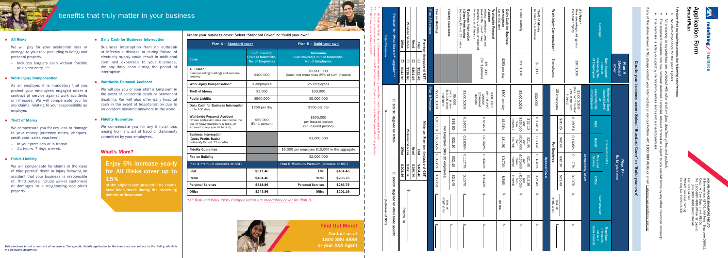# benefits that truly matter in your business

- **All Risks**

  We will pay for your accidental loss or damage to your real (excluding building) and personal property.

  – Includes burglary even without forcible or violent entry. NEW

- **Work Injury Compensation**

  As an employer, it is mandatory that you protect your employees engaged under a contract of service against work accidents or illnesses. We will compensate you for any claims, relating to your responsibility as employer.

- **Theft of Money**

  We compensate you for any loss or damage to your money (currency notes, cheques, credit card, sales vouchers):

  – In your premises or in transit

  – 24 hours, 7 days a week.

- **Public Liability**

  We will compensate for claims in the case of third parties' death or injury following an accident that your business is responsible of. Third parties include walk-in customers or damages to a neighboring occupier's property.

- **Daily Cash for Business Interruption**

  Business interruption from an outbreak of infectious disease or during failure of electricity supply could result in additional cost and expenses to your business. We pay daily cash during the period of interruption.

- **Worldwide Personal Accident**

  We will pay you or your staff a lump-sum in the event of accidental death or permanent disability. We will also offer daily hospital cash in the event of hospitalization due to an accident occurred anywhere in the world.

- **Fidelity Guarantee**

  We compensate you for any fi ncial loss arising from any act of fraud or dishonesty committed by your employees.

## What's More?

**Enjoy 5% increase yearly for All Risks cover up to 15%**

**of the original sum insured if no claims have been made during the preceding periods of insurance.**

### Create your business cover: Select "Standard Cover" or "Build your own"

| Plan A – Standard cover | | Plan B – Build your own |
|---|---|---|
| **Cover** | **Sum Insured/ Limit of Indemnity/ No. of Employees** | **Maximum Sum Insured/Limit of Indemnity/ No. of Employees** |
| All Risks* Real (excluding building) and personal property | $100,000 | $2,000,000 (stock not more than 25% of sum insured) |
| Work Injury Compensation* | 3 employees | 25 employees |
| Theft of Money | $3,000 | $30,000 |
| Public Liability | $500,000 | $5,000,000 |
| Daily Cash for Business Interruption Up to 100 days | $250 per day | $500 per day |
| Worldwide Personal Accident (whose profession does not involve the use of heavy machinery & tools, or exposed to any special hazard) | $50,000 (For 1 person) | $300,000 per insured person (25 insured person) |
| Business Interruption (Gross Profits Basis) Indemnity Period: 12 months | | $1,000,000 |
| Fidelity Guarantee | | $5,000 per employee $10,000 in the aggregate |
| Fire on Building | | $2,000,000 |
| **Plan A Premium (Inclusive of GST)** | | **Plan B Minimum Premium (Inclusive of GST)** |
| F&B | $511.46 | F&B $404.46 |
| Retail | $404.46 | Retail $286.76 |
| Personal Services | $318.86 | Personal Services $286.76 |
| Office | $243.96 | Office $201.16 |

*All Risk and Work Injury Compensation are mandatory cover for Plan B.

**Find Out More!**

Contact us at 1800 880 4888 or your AXA Agent

*This brochure is not a contract of insurance. The specific details applicable to the insurance are set out in the Policy, which is the operative document.*

---

AXA redefining/insurance

# Application Form SmartPlan

AXA INSURANCE SINGAPORE PTE LTD
8 Shenton Way #27-01 AXA Tower Singapore 068811
Customer Service Department #01-03
Tel: 1800 880 4888 (Within Singapore)
(65) 6880 4888 (International)
Fax: 6880 4740
Website: www.axa.com.sg
Co. Reg No.: 195600040D

*I declare that my business meets the following requirement:*

- No claims experience for the past 3 years.
- All entrances to my premises are protected with roller shutter/glass door/iron grilles and padlock.
- The proposed insurance has not been declined, cancelled, refused renewal or subject to any special terms by any other insurance company.
- The premises is solely occupied by me for my business and is not a shared premises.

If any of the above answer is NO, please contact your intermediary or call our hotline +65 1800 880 4888, or email customer.service@axa.com.sg

### Create your business cover: Select "Standard Cover" or "Build your own"

| Coverage | Plan A Standard cover: Sum Insured/ Limit of Indemnity/ No. of Employees | Plan B** Build your own: Maximum Sum Insured/ Limit of Indemnity/ No. of Employees | Premium Rates: F&B | Retail | Personal Service | Office | Sum Insured | Premium = Premium rate x Sum Insured |
|---|---|---|---|---|---|---|---|---|
| **Compulsory Cover** | | | | | | | | |
| All Risks* Real (excluding building) and Personal property | $100,000 | $2,000,000 (stock not more than 25% of sum insured) | 0.1605% | 0.1005% | 0.117% | 0.107% | $ | $ |
| Work Injury Compensation* | 3 employees | 25 employees | Per Employee $80.25 | $42.80 | $32.10 | $21.40 | (No. of employees) | $ |
| **Optional Cover** | | | | | | | | |
| Theft of Money In transit & in Premise | $3,000 | $30,000 | 0.3745% | 0.535% | 0.3745% | 0.214% | $ | $ |
| Public Liability | $500,000 | $5,000,000 | $32.10 per $250,000 Sum Insured | $21.40 per $250,000 Sum Insured | $21.40 per $250,000 Sum Insured | $13.38 per $250,000 Sum Insured | $ | $ |
| Daily Cash for Business Interruption Up to 100 days | $250 per day | $500 per day | 13.91% | 18.19% | 10.70% | 8.56% | per day | $ |
| Worldwide Personal Accident (whose profession does not involve the use of heavy machinery & tools, or exposed to any special hazard) | $50,000 (For 1 person) | $300,000 per insured person (25 insured person) | 0.0642% | 0.0642% | 0.0642% | 0.0642% | (No. of employees) | $ |
| Business Interruption (Gross Profits Basis) Indemnity Period: 12 months | | $1,000,000 | 0.1605% | 0.1605% | 0.117% | 0.107% | $ | $ |
| Fidelity Guarantee | | $5,000 per employee $10,000 in the aggregate | $53.50 | $32.10 | $32.10 | $21.40 | Per Employee (Max 25 employees) | $ |
| Fire on Building | | $2,000,000 | 0.0535% | 0.0535% | 0.0535% | 0.0535% | $ | $ |

| Plan A Premium (Inclusive of GST) | | Plan B Minimum Premium (Inclusive of GST) | |
|---|---|---|---|
| ☐ F&B | $511.46 | F&B | $404.46 |
| ☐ Retail | $404.46 | Retail | $286.76 |
| ☐ Personal Services | $318.86 | Personal Services | $286.76 |
| ☐ Office | $243.96 | Office | $201.16 |

Plan A Premium | Plan B Premium $

Premium for "What Matters" upgrade*** ☐ $32.10 Upgrade for Office ☐ $58.85 Upgrade for other trade specific (Inclusive of GST)

Total Premium $

\* All Risks and Work Injury Compensation are mandatory covers that need to be included in Plan B.

\*\* You must customise your coverage under Plan B and any optional cover not selected you will not be covered.

\*\*\* All Premium are inclusive of GST.